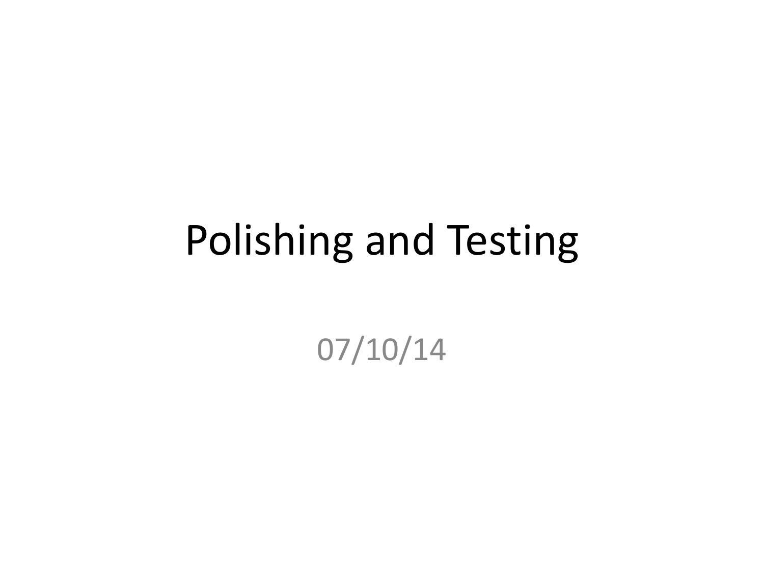# Polishing and Testing

07/10/14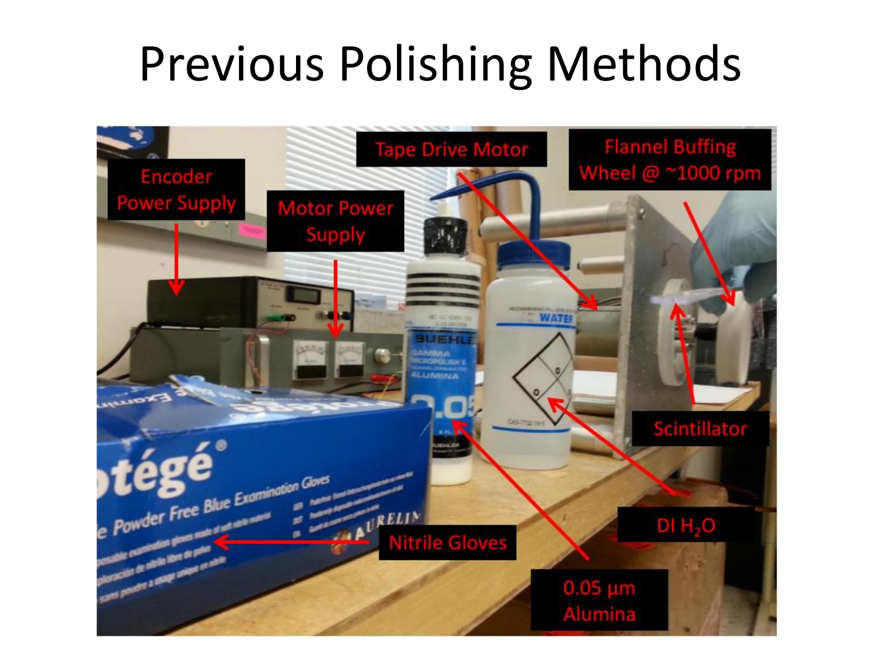# Previous Polishing Methods

- Encoder Power Supply
- Motor Power Supply
- Tape Drive Motor
- Flannel Buffing Wheel @ ~1000 rpm
- Scintillator
- DI $H_2O$
- 0.05 µm Alumina
- Nitrile Gloves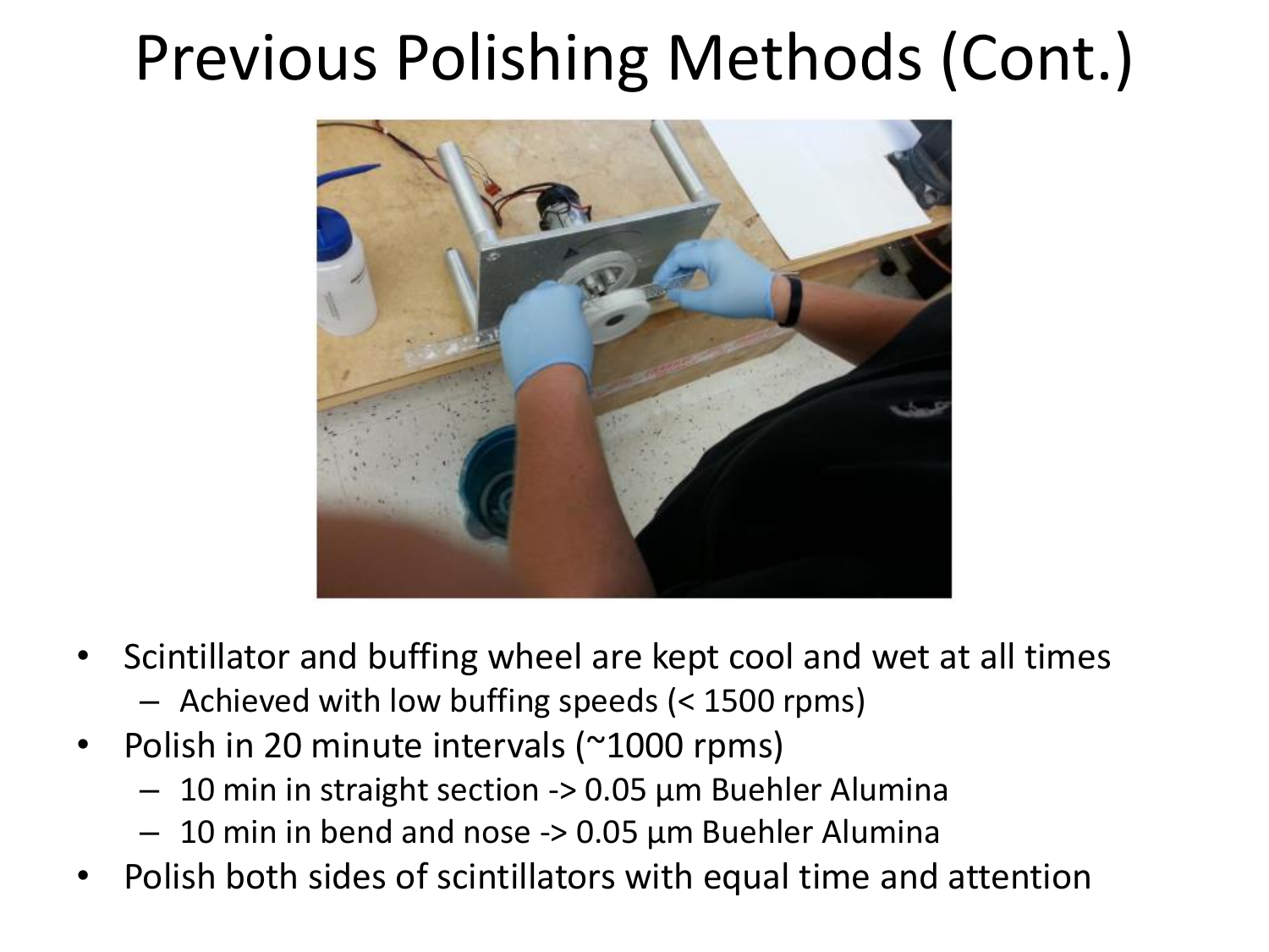# Previous Polishing Methods (Cont.)

- Scintillator and buffing wheel are kept cool and wet at all times
  - Achieved with low buffing speeds (< 1500 rpms)
- Polish in 20 minute intervals (~1000 rpms)
  - 10 min in straight section -> 0.05 µm Buehler Alumina
  - 10 min in bend and nose -> 0.05 µm Buehler Alumina
- Polish both sides of scintillators with equal time and attention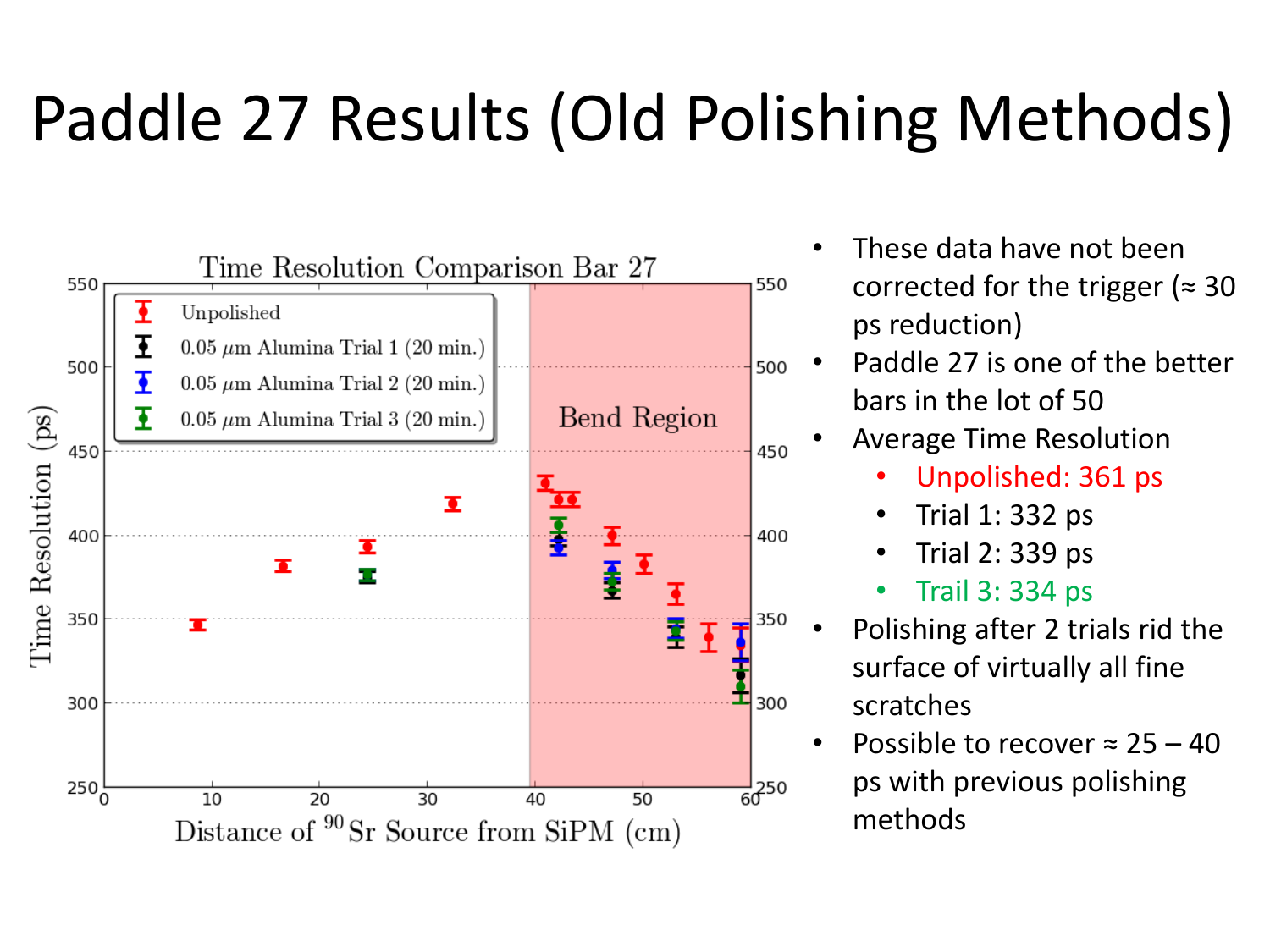# Paddle 27 Results (Old Polishing Methods)

- These data have not been corrected for the trigger (≈ 30 ps reduction)
- Paddle 27 is one of the better bars in the lot of 50
- Average Time Resolution
  - Unpolished: 361 ps
  - Trial 1: 332 ps
  - Trial 2: 339 ps
  - Trail 3: 334 ps
- Polishing after 2 trials rid the surface of virtually all fine scratches
- Possible to recover ≈ 25 – 40 ps with previous polishing methods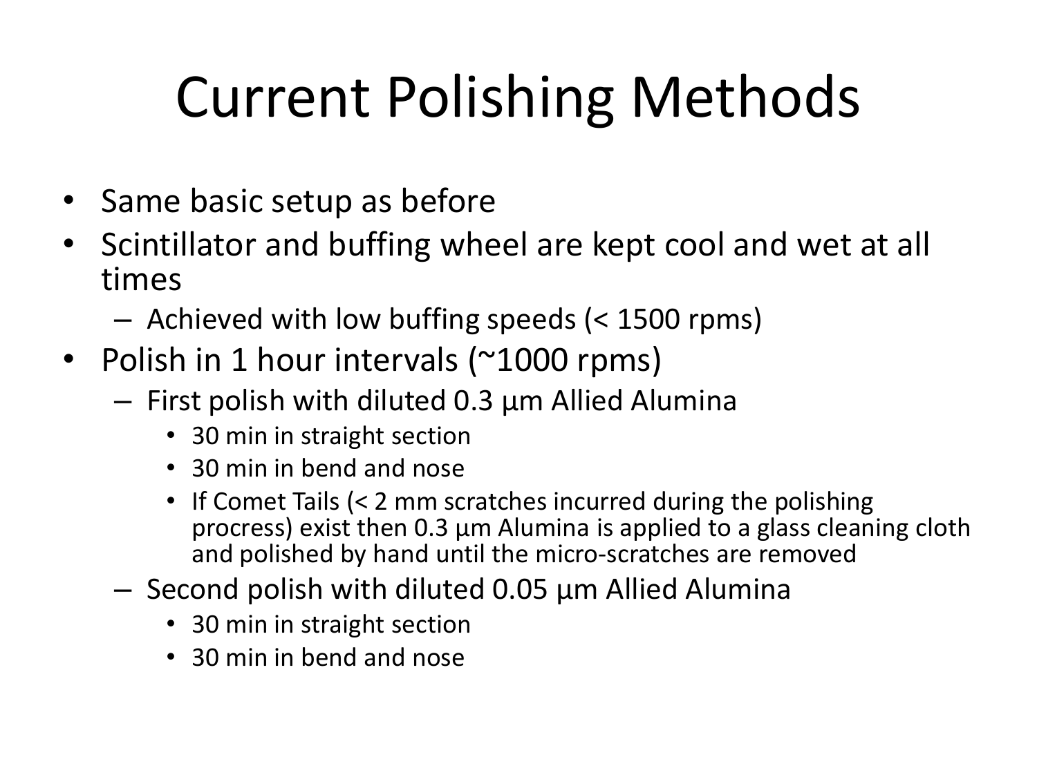# Current Polishing Methods

- Same basic setup as before
- Scintillator and buffing wheel are kept cool and wet at all times
  - Achieved with low buffing speeds (< 1500 rpms)
- Polish in 1 hour intervals (~1000 rpms)
  - First polish with diluted 0.3 µm Allied Alumina
    - 30 min in straight section
    - 30 min in bend and nose
    - If Comet Tails (< 2 mm scratches incurred during the polishing procress) exist then 0.3 µm Alumina is applied to a glass cleaning cloth and polished by hand until the micro-scratches are removed
  - Second polish with diluted 0.05 µm Allied Alumina
    - 30 min in straight section
    - 30 min in bend and nose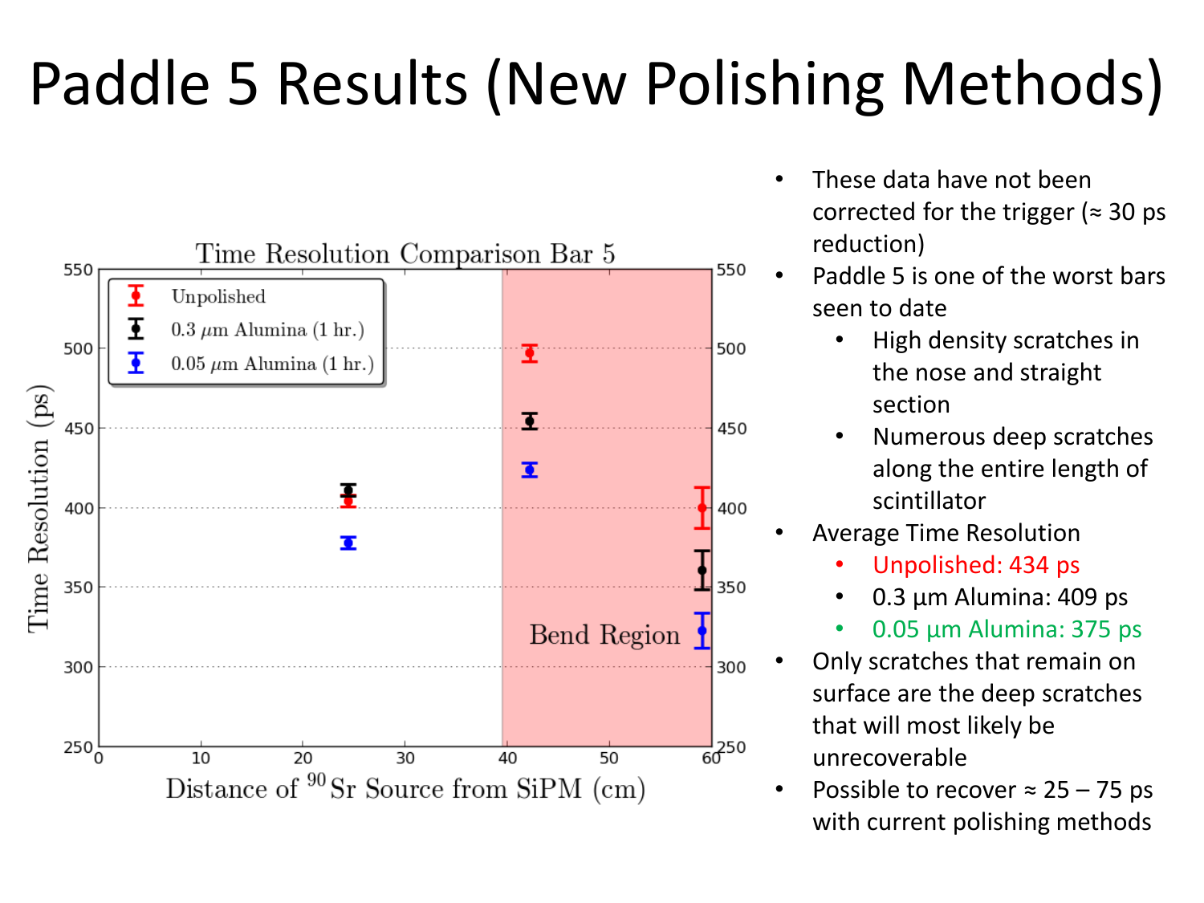# Paddle 5 Results (New Polishing Methods)

- These data have not been corrected for the trigger (≈ 30 ps reduction)
- Paddle 5 is one of the worst bars seen to date
  - High density scratches in the nose and straight section
  - Numerous deep scratches along the entire length of scintillator
- Average Time Resolution
  - Unpolished: 434 ps
  - 0.3 μm Alumina: 409 ps
  - 0.05 μm Alumina: 375 ps
- Only scratches that remain on surface are the deep scratches that will most likely be unrecoverable
- Possible to recover ≈ 25 – 75 ps with current polishing methods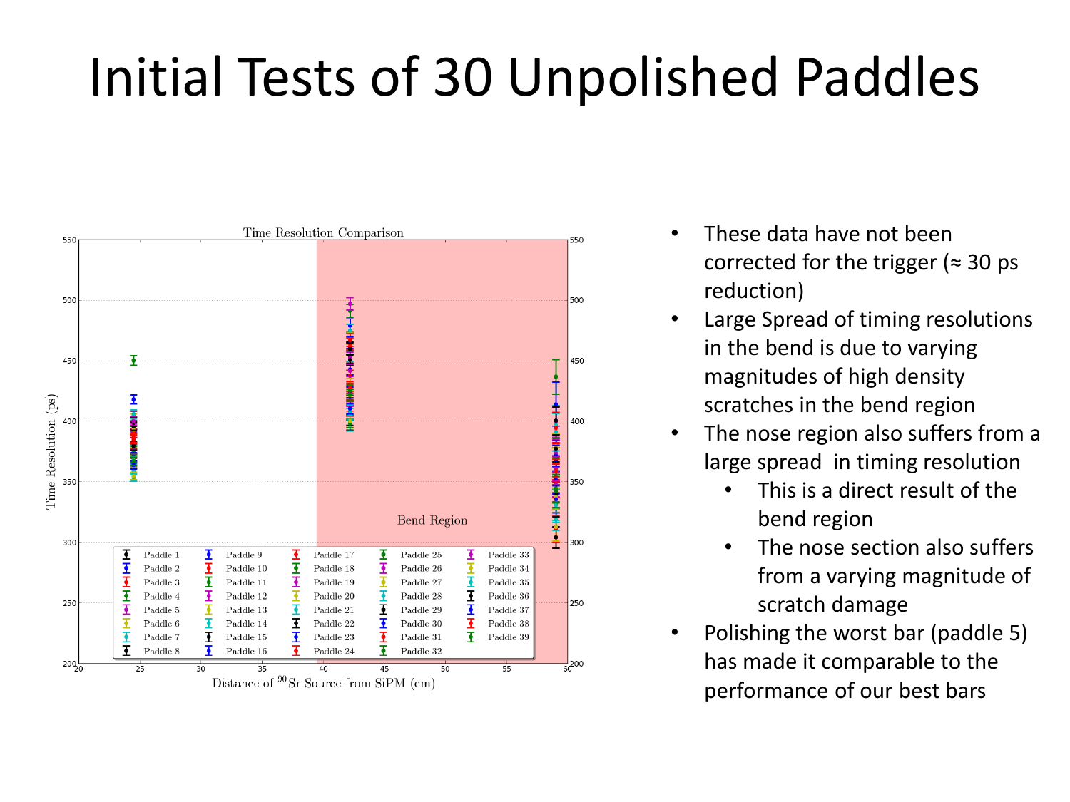# Initial Tests of 30 Unpolished Paddles

- These data have not been corrected for the trigger (≈ 30 ps reduction)
- Large Spread of timing resolutions in the bend is due to varying magnitudes of high density scratches in the bend region
- The nose region also suffers from a large spread in timing resolution
  - This is a direct result of the bend region
  - The nose section also suffers from a varying magnitude of scratch damage
- Polishing the worst bar (paddle 5) has made it comparable to the performance of our best bars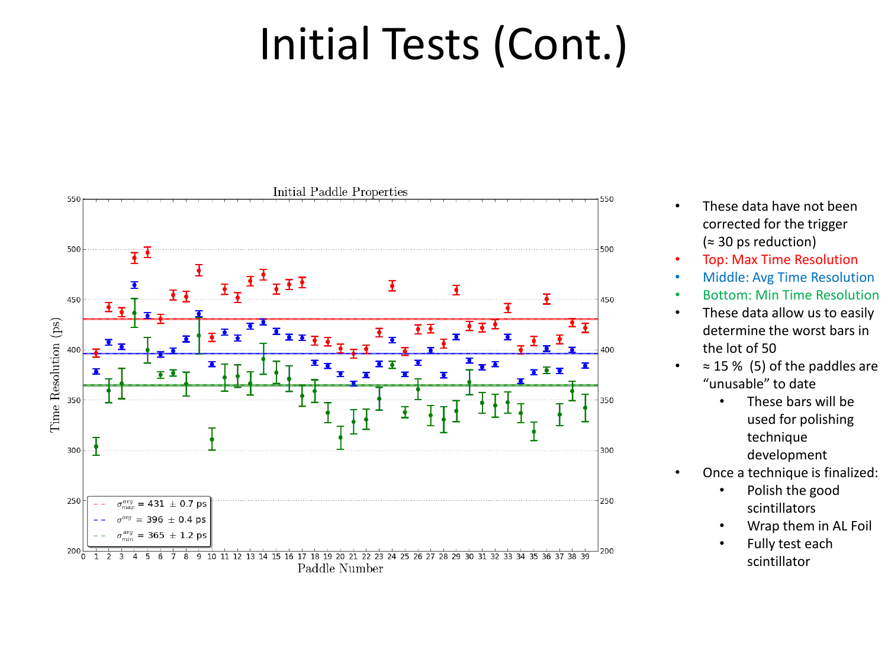# Initial Tests (Cont.)

Initial Paddle Properties

Time Resolution (ps)

Paddle Number

550
500
450
400
350
300
250
200

0 1 2 3 4 5 6 7 8 9 10 11 12 13 14 15 16 17 18 19 20 21 22 23 24 25 26 27 28 29 30 31 32 33 34 35 36 37 38 39

$\sigma_{max}^{avg}$ = 431 ± 0.7 ps

$\sigma^{avg}$ = 396 ± 0.4 ps

$\sigma_{min}^{avg}$ = 365 ± 1.2 ps

- These data have not been corrected for the trigger (≈ 30 ps reduction)
- Top: Max Time Resolution
- Middle: Avg Time Resolution
- Bottom: Min Time Resolution
- These data allow us to easily determine the worst bars in the lot of 50
- ≈ 15 % (5) of the paddles are "unusable" to date
  - These bars will be used for polishing technique development
- Once a technique is finalized:
  - Polish the good scintillators
  - Wrap them in AL Foil
  - Fully test each scintillator